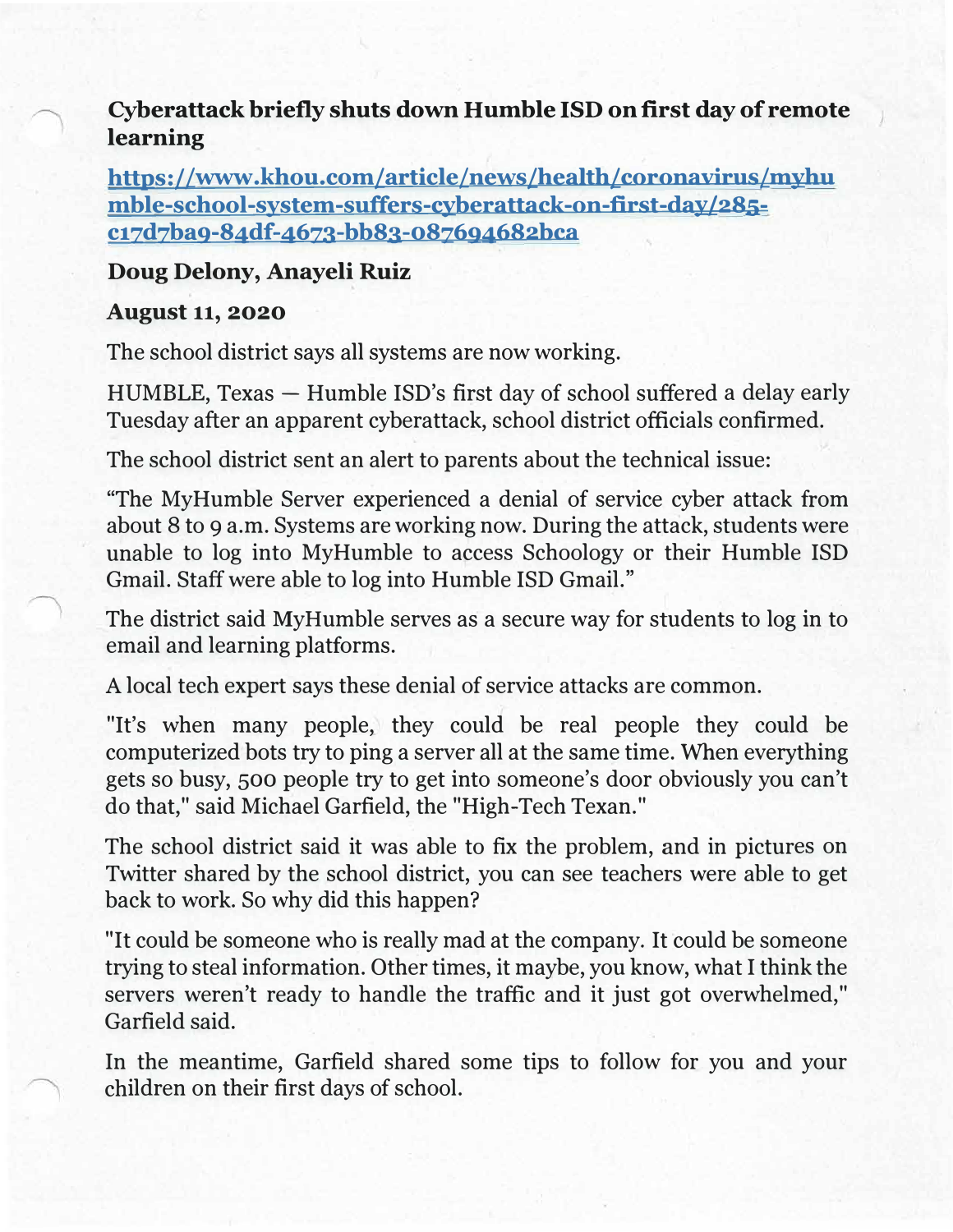# Cyberattack briefly shuts down Humble ISD on first day of remote learning

**[https://www.khou.com/article/news/health/coronavirus/myhumble-school-system-suffers-cyberattack-on-first-day/285-c17d7ba9-84df-4673-bb83-087694682bca](https://www.khou.com/article/news/health/coronavirus/myhumble-school-system-suffers-cyberattack-on-first-day/285-c17d7ba9-84df-4673-bb83-087694682bca)**

**Doug Delony, Anayeli Ruiz**

**August 11, 2020**

The school district says all systems are now working.

HUMBLE, Texas — Humble ISD's first day of school suffered a delay early Tuesday after an apparent cyberattack, school district officials confirmed.

The school district sent an alert to parents about the technical issue:

"The MyHumble Server experienced a denial of service cyber attack from about 8 to 9 a.m. Systems are working now. During the attack, students were unable to log into MyHumble to access Schoology or their Humble ISD Gmail. Staff were able to log into Humble ISD Gmail."

The district said MyHumble serves as a secure way for students to log in to email and learning platforms.

A local tech expert says these denial of service attacks are common.

"It's when many people, they could be real people they could be computerized bots try to ping a server all at the same time. When everything gets so busy, 500 people try to get into someone's door obviously you can't do that," said Michael Garfield, the "High-Tech Texan."

The school district said it was able to fix the problem, and in pictures on Twitter shared by the school district, you can see teachers were able to get back to work. So why did this happen?

"It could be someone who is really mad at the company. It could be someone trying to steal information. Other times, it maybe, you know, what I think the servers weren't ready to handle the traffic and it just got overwhelmed," Garfield said.

In the meantime, Garfield shared some tips to follow for you and your children on their first days of school.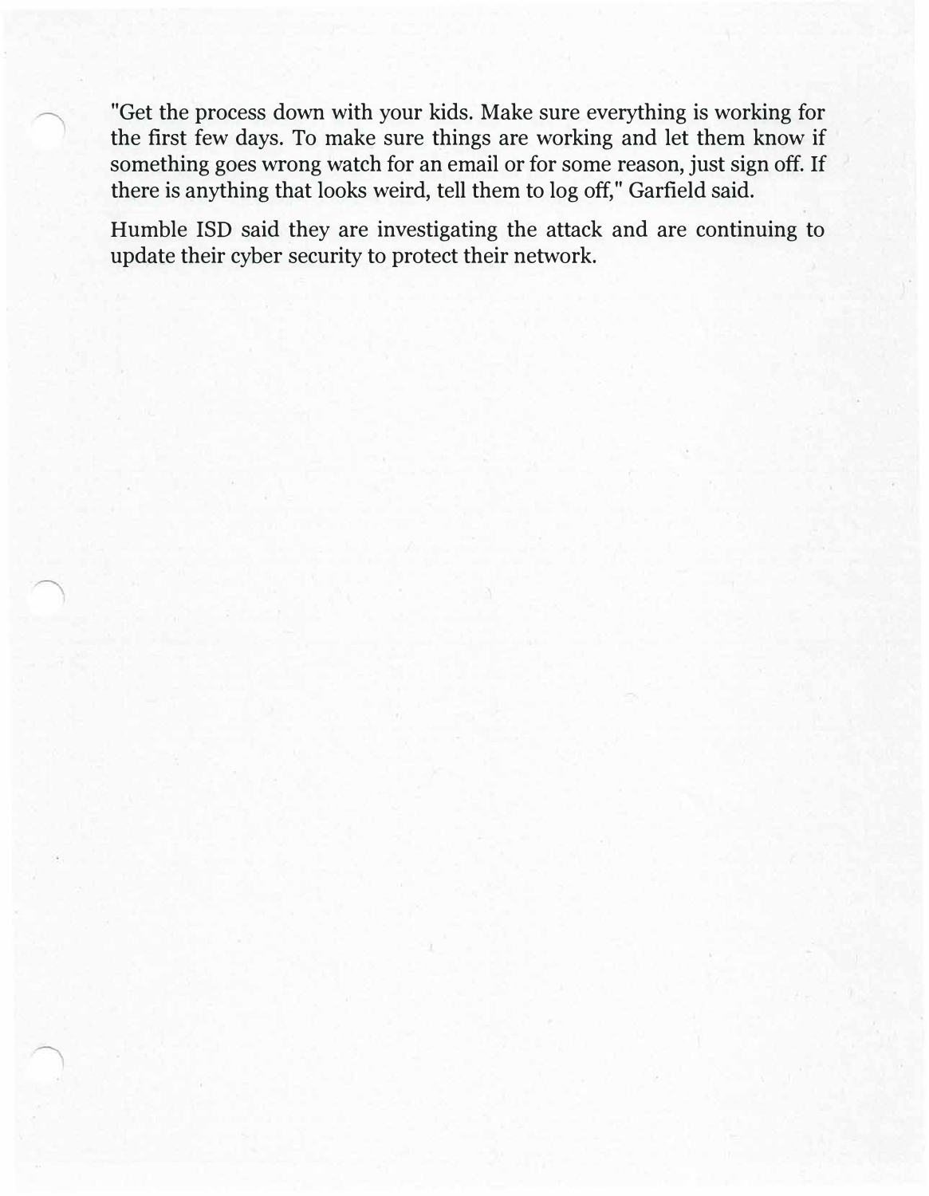"Get the process down with your kids. Make sure everything is working for the first few days. To make sure things are working and let them know if something goes wrong watch for an email or for some reason, just sign off. If there is anything that looks weird, tell them to log off," Garfield said.

Humble ISD said they are investigating the attack and are continuing to update their cyber security to protect their network.